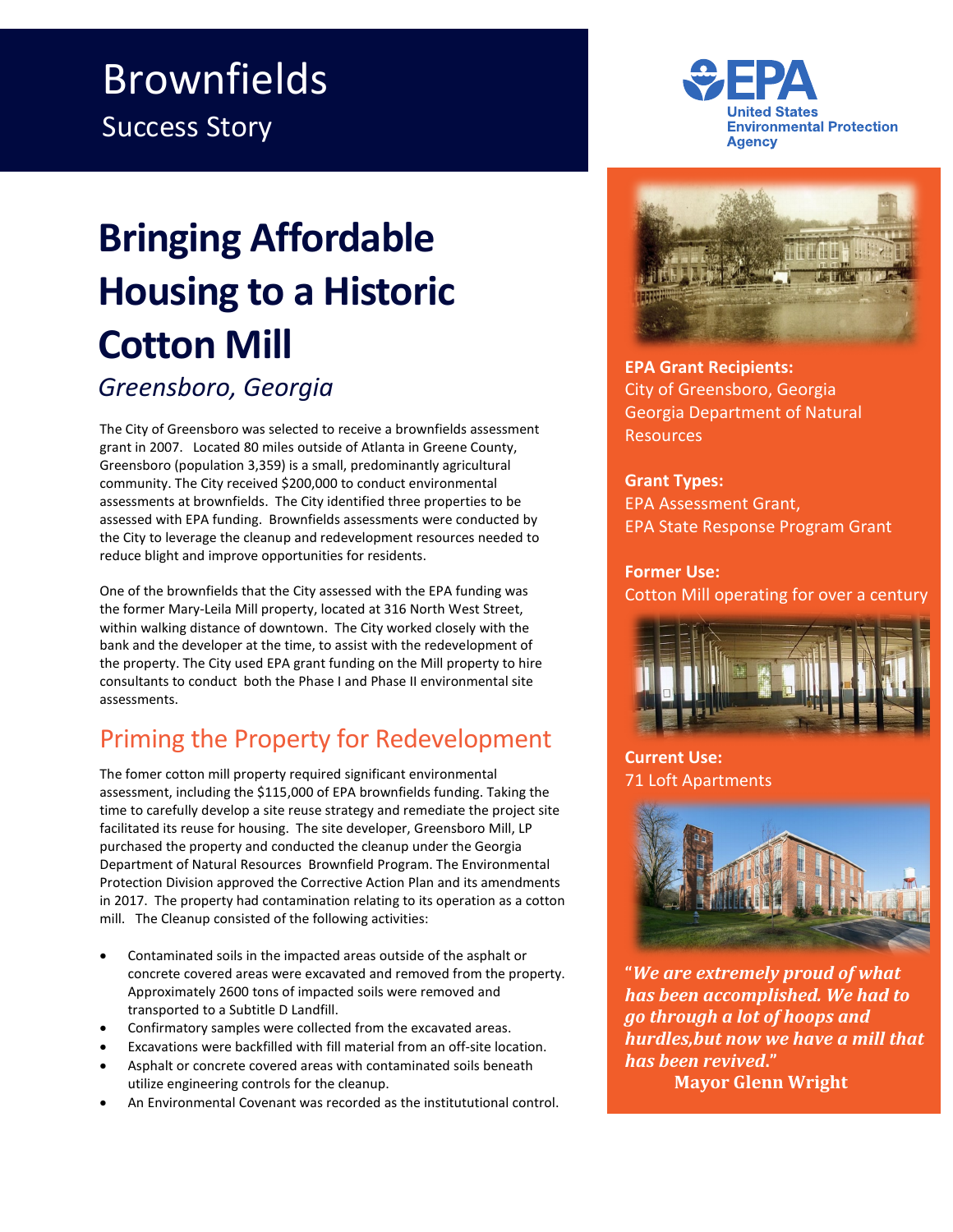# Brownfields

Success Story

# Bringing Affordable Housing to a Historic Cotton Mill

*Greensboro, Georgia*

The City of Greensboro was selected to receive a brownfields assessment grant in 2007. Located 80 miles outside of Atlanta in Greene County, Greensboro (population 3,359) is a small, predominantly agricultural community. The City received $200,000 to conduct environmental assessments at brownfields. The City identified three properties to be assessed with EPA funding. Brownfields assessments were conducted by the City to leverage the cleanup and redevelopment resources needed to reduce blight and improve opportunities for residents.

One of the brownfields that the City assessed with the EPA funding was the former Mary-Leila Mill property, located at 316 North West Street, within walking distance of downtown. The City worked closely with the bank and the developer at the time, to assist with the redevelopment of the property. The City used EPA grant funding on the Mill property to hire consultants to conduct both the Phase I and Phase II environmental site assessments.

## Priming the Property for Redevelopment

The fomer cotton mill property required significant environmental assessment, including the $115,000 of EPA brownfields funding. Taking the time to carefully develop a site reuse strategy and remediate the project site facilitated its reuse for housing. The site developer, Greensboro Mill, LP purchased the property and conducted the cleanup under the Georgia Department of Natural Resources Brownfield Program. The Environmental Protection Division approved the Corrective Action Plan and its amendments in 2017. The property had contamination relating to its operation as a cotton mill. The Cleanup consisted of the following activities:

- Contaminated soils in the impacted areas outside of the asphalt or concrete covered areas were excavated and removed from the property. Approximately 2600 tons of impacted soils were removed and transported to a Subtitle D Landfill.
- Confirmatory samples were collected from the excavated areas.
- Excavations were backfilled with fill material from an off-site location.
- Asphalt or concrete covered areas with contaminated soils beneath utilize engineering controls for the cleanup.
- An Environmental Covenant was recorded as the institutional control.

**EPA Grant Recipients:**
City of Greensboro, Georgia
Georgia Department of Natural Resources

**Grant Types:**
EPA Assessment Grant,
EPA State Response Program Grant

**Former Use:**
Cotton Mill operating for over a century

**Current Use:**
71 Loft Apartments

***"We are extremely proud of what has been accomplished. We had to go through a lot of hoops and hurdles,but now we have a mill that has been revived."***
**Mayor Glenn Wright**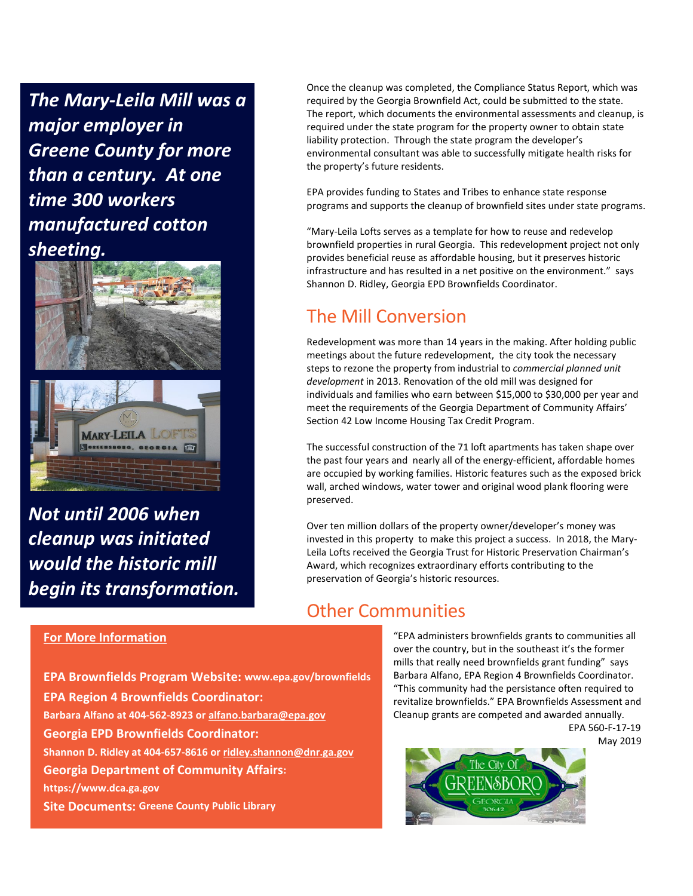***The Mary-Leila Mill was a major employer in Greene County for more than a century. At one time 300 workers manufactured cotton sheeting.***

***Not until 2006 when cleanup was initiated would the historic mill begin its transformation.***

Once the cleanup was completed, the Compliance Status Report, which was required by the Georgia Brownfield Act, could be submitted to the state. The report, which documents the environmental assessments and cleanup, is required under the state program for the property owner to obtain state liability protection. Through the state program the developer's environmental consultant was able to successfully mitigate health risks for the property's future residents.

EPA provides funding to States and Tribes to enhance state response programs and supports the cleanup of brownfield sites under state programs.

"Mary-Leila Lofts serves as a template for how to reuse and redevelop brownfield properties in rural Georgia. This redevelopment project not only provides beneficial reuse as affordable housing, but it preserves historic infrastructure and has resulted in a net positive on the environment." says Shannon D. Ridley, Georgia EPD Brownfields Coordinator.

## The Mill Conversion

Redevelopment was more than 14 years in the making. After holding public meetings about the future redevelopment, the city took the necessary steps to rezone the property from industrial to *commercial planned unit development* in 2013. Renovation of the old mill was designed for individuals and families who earn between $15,000 to $30,000 per year and meet the requirements of the Georgia Department of Community Affairs' Section 42 Low Income Housing Tax Credit Program.

The successful construction of the 71 loft apartments has taken shape over the past four years and nearly all of the energy-efficient, affordable homes are occupied by working families. Historic features such as the exposed brick wall, arched windows, water tower and original wood plank flooring were preserved.

Over ten million dollars of the property owner/developer's money was invested in this property to make this project a success. In 2018, the Mary-Leila Lofts received the Georgia Trust for Historic Preservation Chairman's Award, which recognizes extraordinary efforts contributing to the preservation of Georgia's historic resources.

## Other Communities

"EPA administers brownfields grants to communities all over the country, but in the southeast it's the former mills that really need brownfields grant funding" says Barbara Alfano, EPA Region 4 Brownfields Coordinator. "This community had the persistance often required to revitalize brownfields." EPA Brownfields Assessment and Cleanup grants are competed and awarded annually.

EPA 560-F-17-19
May 2019

**For More Information**

**EPA Brownfields Program Website:** **www.epa.gov/brownfields**

**EPA Region 4 Brownfields Coordinator:**
**Barbara Alfano at 404-562-8923 or alfano.barbara@epa.gov**

**Georgia EPD Brownfields Coordinator:**
**Shannon D. Ridley at 404-657-8616 or ridley.shannon@dnr.ga.gov**

**Georgia Department of Community Affairs:**
**https://www.dca.ga.gov**

**Site Documents:** **Greene County Public Library**